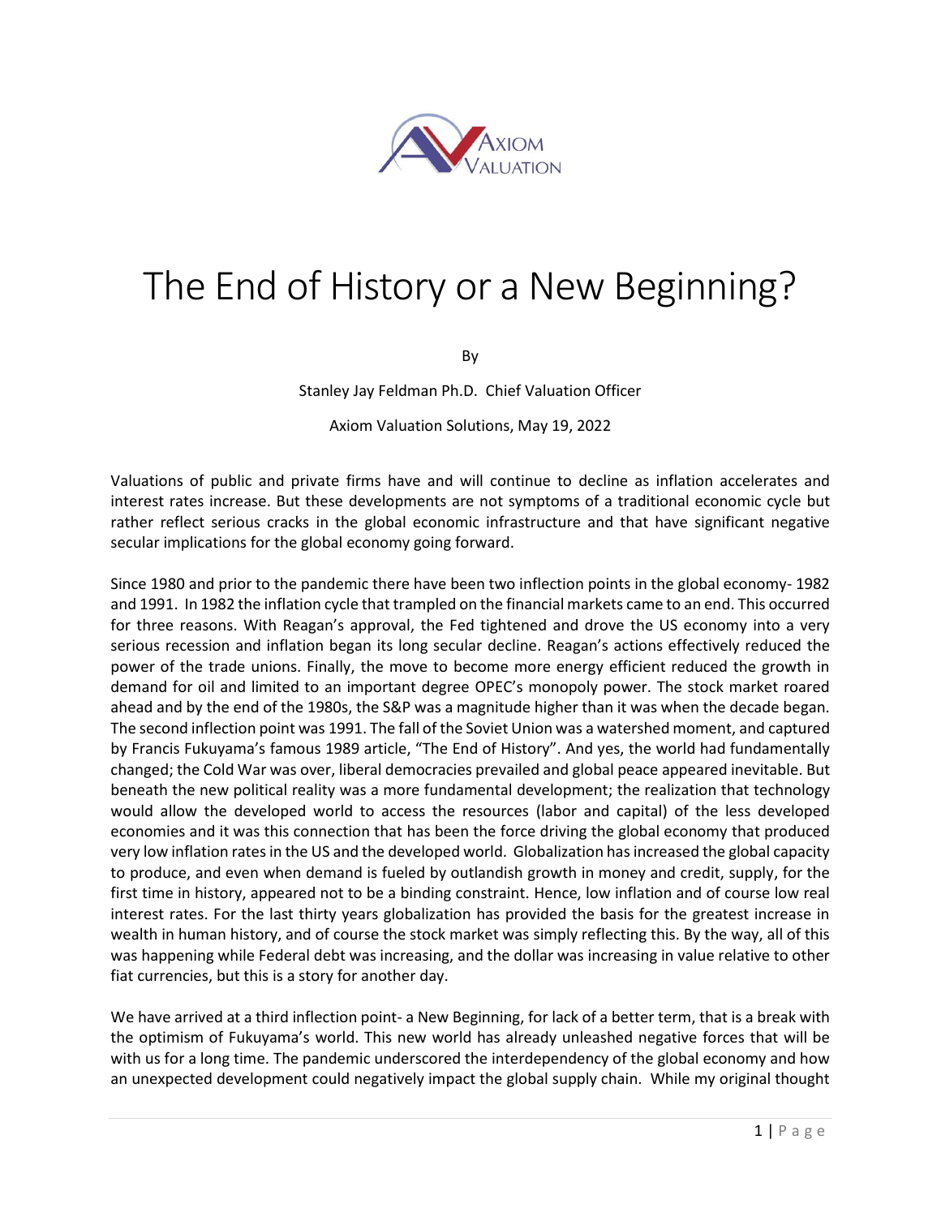AXIOM VALUATION

# The End of History or a New Beginning?

By

Stanley Jay Feldman Ph.D. Chief Valuation Officer

Axiom Valuation Solutions, May 19, 2022

Valuations of public and private firms have and will continue to decline as inflation accelerates and interest rates increase. But these developments are not symptoms of a traditional economic cycle but rather reflect serious cracks in the global economic infrastructure and that have significant negative secular implications for the global economy going forward.

Since 1980 and prior to the pandemic there have been two inflection points in the global economy- 1982 and 1991. In 1982 the inflation cycle that trampled on the financial markets came to an end. This occurred for three reasons. With Reagan's approval, the Fed tightened and drove the US economy into a very serious recession and inflation began its long secular decline. Reagan's actions effectively reduced the power of the trade unions. Finally, the move to become more energy efficient reduced the growth in demand for oil and limited to an important degree OPEC's monopoly power. The stock market roared ahead and by the end of the 1980s, the S&P was a magnitude higher than it was when the decade began. The second inflection point was 1991. The fall of the Soviet Union was a watershed moment, and captured by Francis Fukuyama's famous 1989 article, "The End of History". And yes, the world had fundamentally changed; the Cold War was over, liberal democracies prevailed and global peace appeared inevitable. But beneath the new political reality was a more fundamental development; the realization that technology would allow the developed world to access the resources (labor and capital) of the less developed economies and it was this connection that has been the force driving the global economy that produced very low inflation rates in the US and the developed world. Globalization has increased the global capacity to produce, and even when demand is fueled by outlandish growth in money and credit, supply, for the first time in history, appeared not to be a binding constraint. Hence, low inflation and of course low real interest rates. For the last thirty years globalization has provided the basis for the greatest increase in wealth in human history, and of course the stock market was simply reflecting this. By the way, all of this was happening while Federal debt was increasing, and the dollar was increasing in value relative to other fiat currencies, but this is a story for another day.

We have arrived at a third inflection point- a New Beginning, for lack of a better term, that is a break with the optimism of Fukuyama's world. This new world has already unleashed negative forces that will be with us for a long time. The pandemic underscored the interdependency of the global economy and how an unexpected development could negatively impact the global supply chain. While my original thought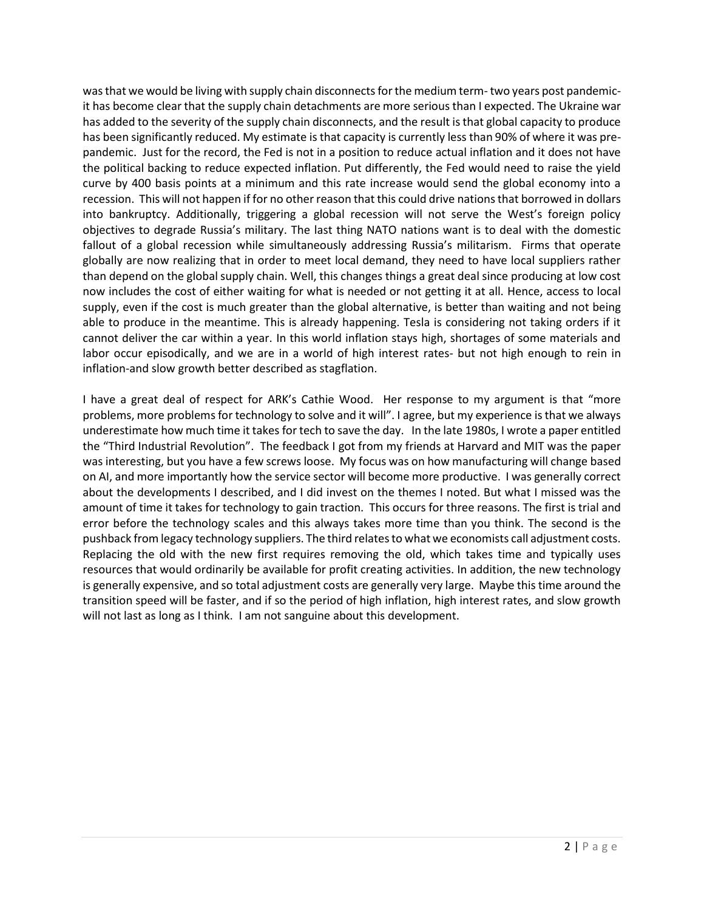was that we would be living with supply chain disconnects for the medium term- two years post pandemic- it has become clear that the supply chain detachments are more serious than I expected. The Ukraine war has added to the severity of the supply chain disconnects, and the result is that global capacity to produce has been significantly reduced. My estimate is that capacity is currently less than 90% of where it was pre-pandemic. Just for the record, the Fed is not in a position to reduce actual inflation and it does not have the political backing to reduce expected inflation. Put differently, the Fed would need to raise the yield curve by 400 basis points at a minimum and this rate increase would send the global economy into a recession. This will not happen if for no other reason that this could drive nations that borrowed in dollars into bankruptcy. Additionally, triggering a global recession will not serve the West's foreign policy objectives to degrade Russia's military. The last thing NATO nations want is to deal with the domestic fallout of a global recession while simultaneously addressing Russia's militarism. Firms that operate globally are now realizing that in order to meet local demand, they need to have local suppliers rather than depend on the global supply chain. Well, this changes things a great deal since producing at low cost now includes the cost of either waiting for what is needed or not getting it at all. Hence, access to local supply, even if the cost is much greater than the global alternative, is better than waiting and not being able to produce in the meantime. This is already happening. Tesla is considering not taking orders if it cannot deliver the car within a year. In this world inflation stays high, shortages of some materials and labor occur episodically, and we are in a world of high interest rates- but not high enough to rein in inflation-and slow growth better described as stagflation.

I have a great deal of respect for ARK's Cathie Wood. Her response to my argument is that "more problems, more problems for technology to solve and it will". I agree, but my experience is that we always underestimate how much time it takes for tech to save the day. In the late 1980s, I wrote a paper entitled the "Third Industrial Revolution". The feedback I got from my friends at Harvard and MIT was the paper was interesting, but you have a few screws loose. My focus was on how manufacturing will change based on AI, and more importantly how the service sector will become more productive. I was generally correct about the developments I described, and I did invest on the themes I noted. But what I missed was the amount of time it takes for technology to gain traction. This occurs for three reasons. The first is trial and error before the technology scales and this always takes more time than you think. The second is the pushback from legacy technology suppliers. The third relates to what we economists call adjustment costs. Replacing the old with the new first requires removing the old, which takes time and typically uses resources that would ordinarily be available for profit creating activities. In addition, the new technology is generally expensive, and so total adjustment costs are generally very large. Maybe this time around the transition speed will be faster, and if so the period of high inflation, high interest rates, and slow growth will not last as long as I think. I am not sanguine about this development.